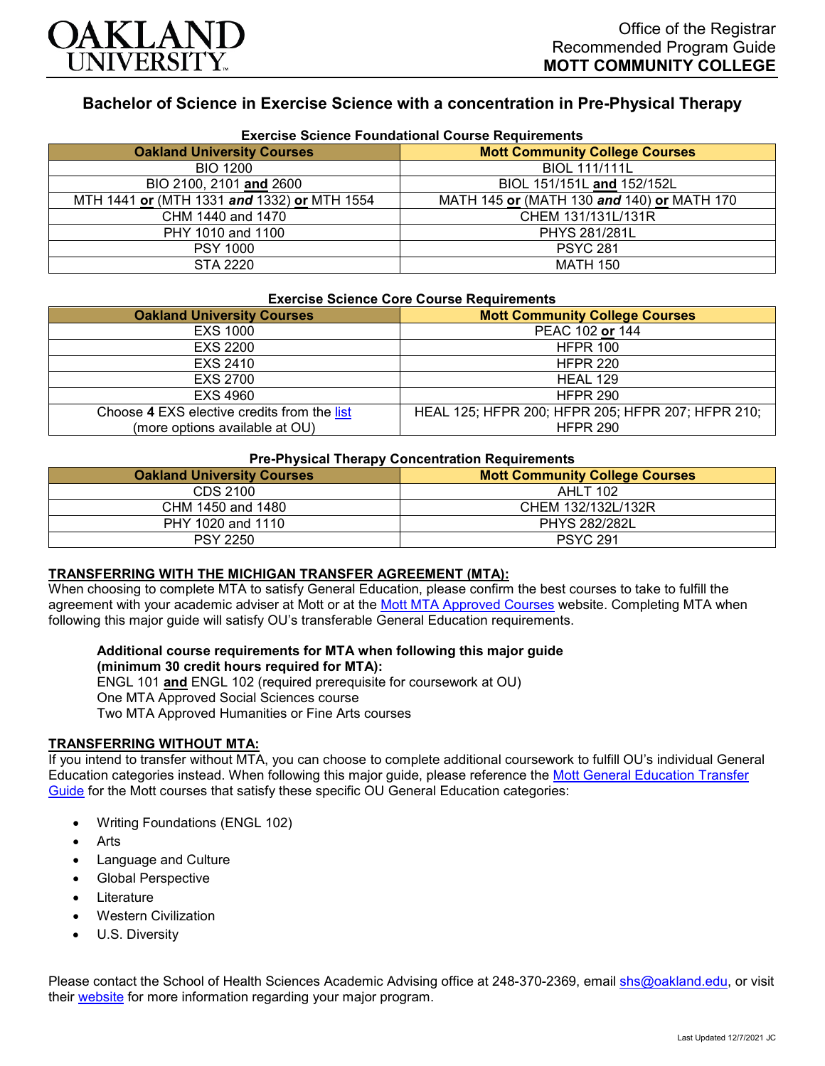OAKLAND UNIVERSITY

Office of the Registrar
Recommended Program Guide
**MOTT COMMUNITY COLLEGE**

# Bachelor of Science in Exercise Science with a concentration in Pre-Physical Therapy

### Exercise Science Foundational Course Requirements

| Oakland University Courses | Mott Community College Courses |
|---|---|
| BIO 1200 | BIOL 111/111L |
| BIO 2100, 2101 **and** 2600 | BIOL 151/151L **and** 152/152L |
| MTH 1441 **or** (MTH 1331 ***and*** 1332) **or** MTH 1554 | MATH 145 **or** (MATH 130 ***and*** 140) **or** MATH 170 |
| CHM 1440 and 1470 | CHEM 131/131L/131R |
| PHY 1010 and 1100 | PHYS 281/281L |
| PSY 1000 | PSYC 281 |
| STA 2220 | MATH 150 |

### Exercise Science Core Course Requirements

| Oakland University Courses | Mott Community College Courses |
|---|---|
| EXS 1000 | PEAC 102 **or** 144 |
| EXS 2200 | HFPR 100 |
| EXS 2410 | HFPR 220 |
| EXS 2700 | HEAL 129 |
| EXS 4960 | HFPR 290 |
| Choose **4** EXS elective credits from the list (more options available at OU) | HEAL 125; HFPR 200; HFPR 205; HFPR 207; HFPR 210; HFPR 290 |

### Pre-Physical Therapy Concentration Requirements

| Oakland University Courses | Mott Community College Courses |
|---|---|
| CDS 2100 | AHLT 102 |
| CHM 1450 and 1480 | CHEM 132/132L/132R |
| PHY 1020 and 1110 | PHYS 282/282L |
| PSY 2250 | PSYC 291 |

## TRANSFERRING WITH THE MICHIGAN TRANSFER AGREEMENT (MTA):

When choosing to complete MTA to satisfy General Education, please confirm the best courses to take to fulfill the agreement with your academic adviser at Mott or at the Mott MTA Approved Courses website. Completing MTA when following this major guide will satisfy OU's transferable General Education requirements.

**Additional course requirements for MTA when following this major guide (minimum 30 credit hours required for MTA):**
ENGL 101 **and** ENGL 102 (required prerequisite for coursework at OU)
One MTA Approved Social Sciences course
Two MTA Approved Humanities or Fine Arts courses

## TRANSFERRING WITHOUT MTA:

If you intend to transfer without MTA, you can choose to complete additional coursework to fulfill OU's individual General Education categories instead. When following this major guide, please reference the Mott General Education Transfer Guide for the Mott courses that satisfy these specific OU General Education categories:

- Writing Foundations (ENGL 102)
- Arts
- Language and Culture
- Global Perspective
- Literature
- Western Civilization
- U.S. Diversity

Please contact the School of Health Sciences Academic Advising office at 248-370-2369, email shs@oakland.edu, or visit their website for more information regarding your major program.

Last Updated 12/7/2021 JC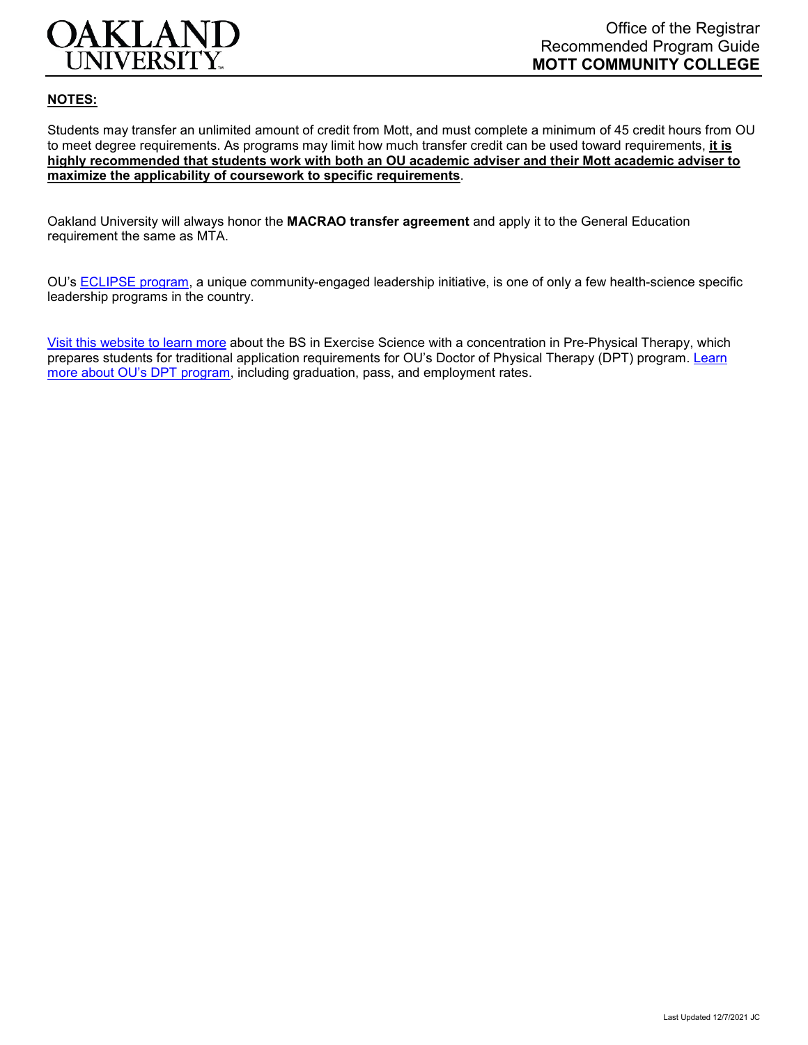**NOTES:**

Students may transfer an unlimited amount of credit from Mott, and must complete a minimum of 45 credit hours from OU to meet degree requirements. As programs may limit how much transfer credit can be used toward requirements, **it is highly recommended that students work with both an OU academic adviser and their Mott academic adviser to maximize the applicability of coursework to specific requirements**.

Oakland University will always honor the **MACRAO transfer agreement** and apply it to the General Education requirement the same as MTA.

OU's ECLIPSE program, a unique community-engaged leadership initiative, is one of only a few health-science specific leadership programs in the country.

Visit this website to learn more about the BS in Exercise Science with a concentration in Pre-Physical Therapy, which prepares students for traditional application requirements for OU's Doctor of Physical Therapy (DPT) program. Learn more about OU's DPT program, including graduation, pass, and employment rates.

Last Updated 12/7/2021 JC